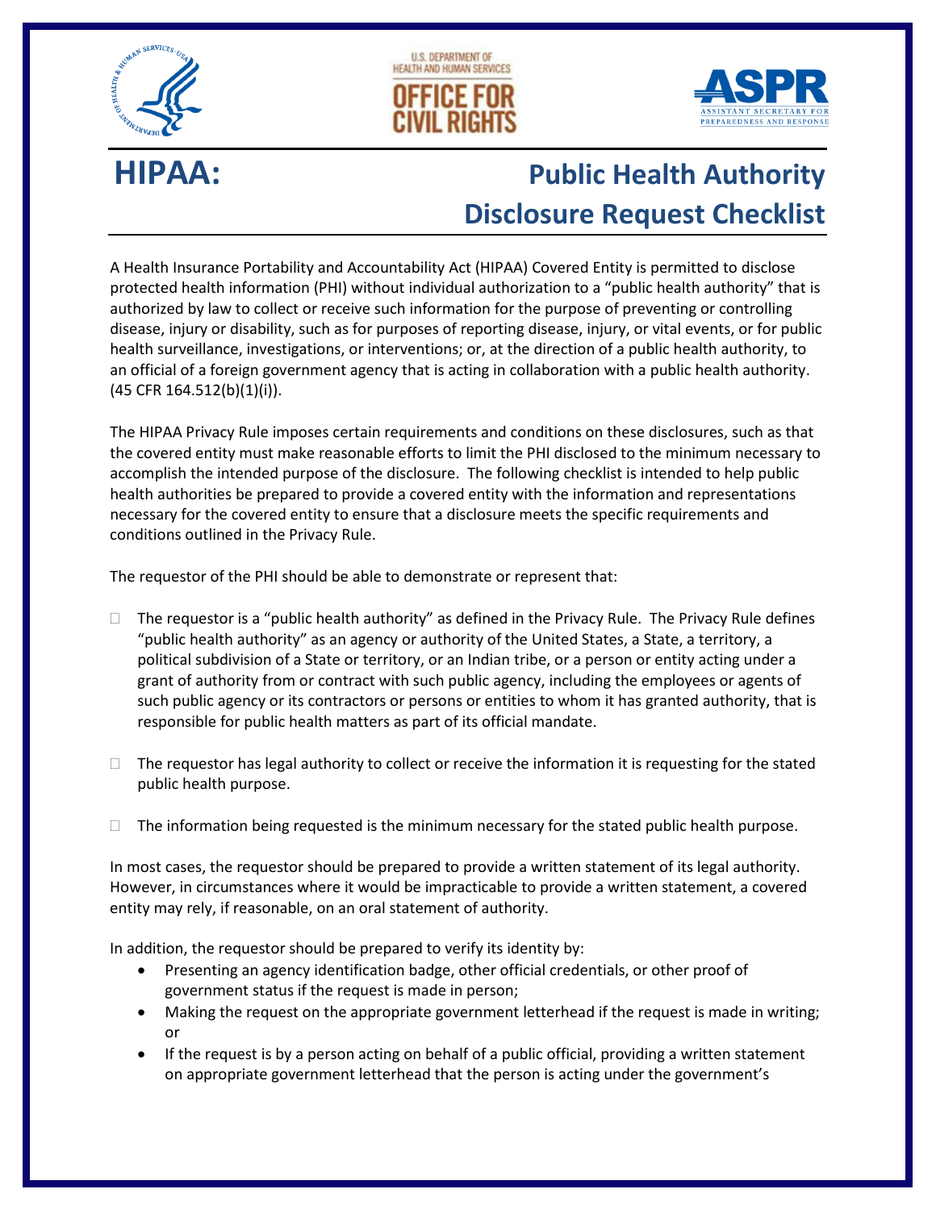# HIPAA: Public Health Authority Disclosure Request Checklist

A Health Insurance Portability and Accountability Act (HIPAA) Covered Entity is permitted to disclose protected health information (PHI) without individual authorization to a "public health authority" that is authorized by law to collect or receive such information for the purpose of preventing or controlling disease, injury or disability, such as for purposes of reporting disease, injury, or vital events, or for public health surveillance, investigations, or interventions; or, at the direction of a public health authority, to an official of a foreign government agency that is acting in collaboration with a public health authority. (45 CFR 164.512(b)(1)(i)).

The HIPAA Privacy Rule imposes certain requirements and conditions on these disclosures, such as that the covered entity must make reasonable efforts to limit the PHI disclosed to the minimum necessary to accomplish the intended purpose of the disclosure. The following checklist is intended to help public health authorities be prepared to provide a covered entity with the information and representations necessary for the covered entity to ensure that a disclosure meets the specific requirements and conditions outlined in the Privacy Rule.

The requestor of the PHI should be able to demonstrate or represent that:

- ☐ The requestor is a "public health authority" as defined in the Privacy Rule. The Privacy Rule defines "public health authority" as an agency or authority of the United States, a State, a territory, a political subdivision of a State or territory, or an Indian tribe, or a person or entity acting under a grant of authority from or contract with such public agency, including the employees or agents of such public agency or its contractors or persons or entities to whom it has granted authority, that is responsible for public health matters as part of its official mandate.

- ☐ The requestor has legal authority to collect or receive the information it is requesting for the stated public health purpose.

- ☐ The information being requested is the minimum necessary for the stated public health purpose.

In most cases, the requestor should be prepared to provide a written statement of its legal authority. However, in circumstances where it would be impracticable to provide a written statement, a covered entity may rely, if reasonable, on an oral statement of authority.

In addition, the requestor should be prepared to verify its identity by:

- Presenting an agency identification badge, other official credentials, or other proof of government status if the request is made in person;
- Making the request on the appropriate government letterhead if the request is made in writing; or
- If the request is by a person acting on behalf of a public official, providing a written statement on appropriate government letterhead that the person is acting under the government's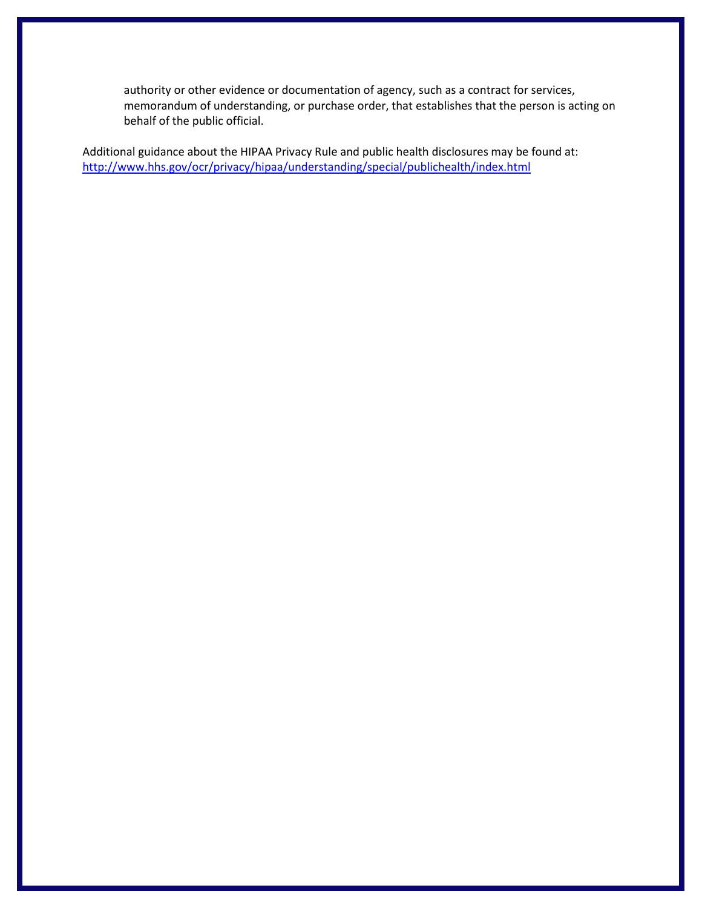authority or other evidence or documentation of agency, such as a contract for services, memorandum of understanding, or purchase order, that establishes that the person is acting on behalf of the public official.

Additional guidance about the HIPAA Privacy Rule and public health disclosures may be found at: http://www.hhs.gov/ocr/privacy/hipaa/understanding/special/publichealth/index.html